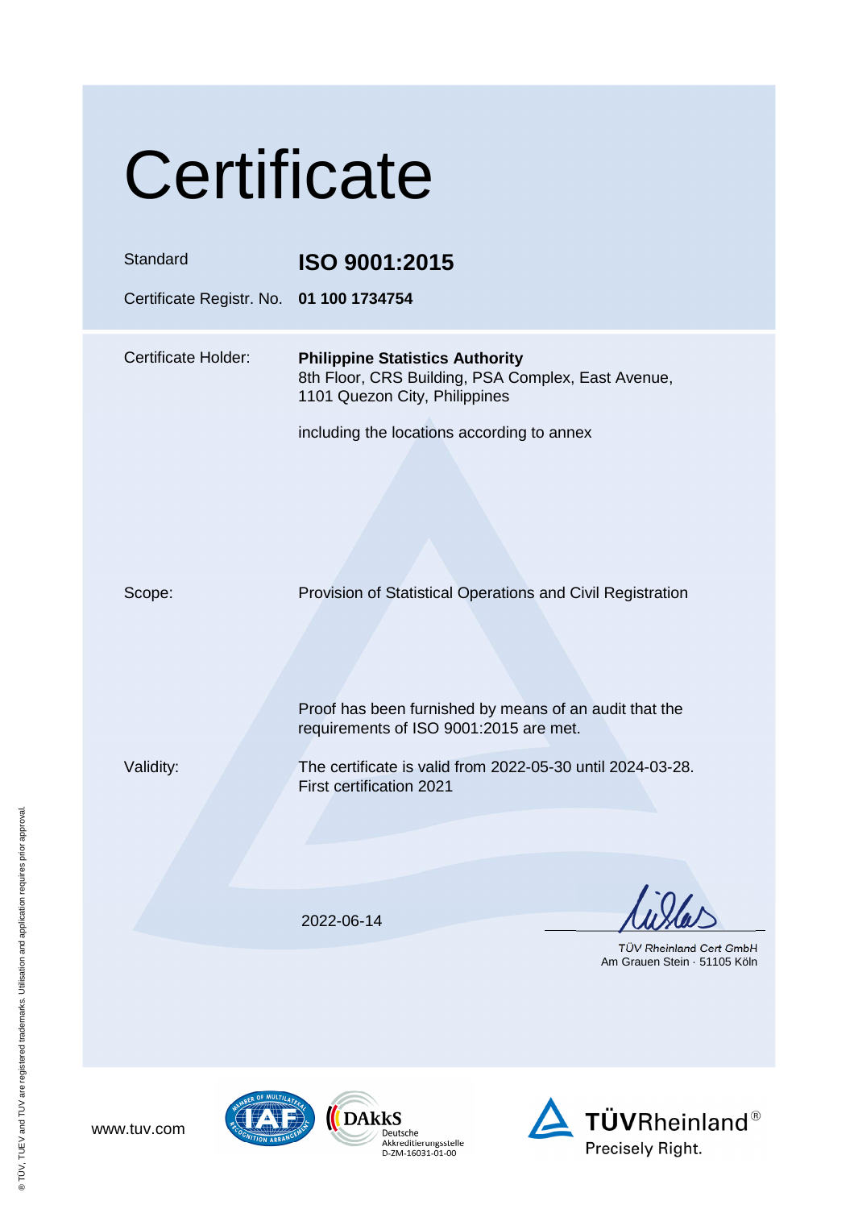# Certificate

| | |
|---|---|
| Standard | **ISO 9001:2015** |
| Certificate Registr. No. | **01 100 1734754** |

| | |
|---|---|
| Certificate Holder: | **Philippine Statistics Authority**<br>8th Floor, CRS Building, PSA Complex, East Avenue,<br>1101 Quezon City, Philippines<br><br>including the locations according to annex |
| Scope: | Provision of Statistical Operations and Civil Registration |
| | Proof has been furnished by means of an audit that the requirements of ISO 9001:2015 are met. |
| Validity: | The certificate is valid from 2022-05-30 until 2024-03-28.<br>First certification 2021 |

2022-06-14

TÜV Rheinland Cert GmbH
Am Grauen Stein · 51105 Köln

www.tuv.com

DAkkS Deutsche Akkreditierungsstelle D-ZM-16031-01-00

TÜVRheinland® Precisely Right.

® TÜV, TUEV and TUV are registered trademarks. Utilisation and application requires prior approval.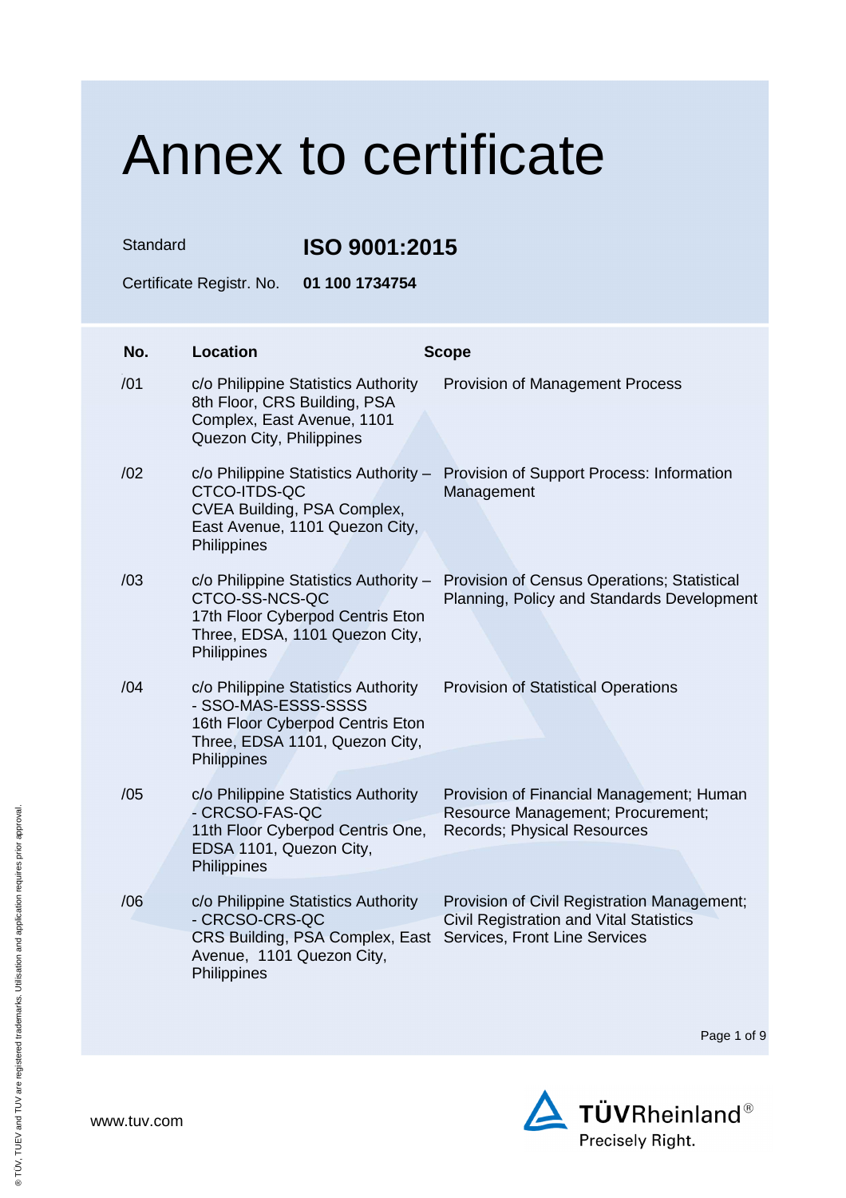# Annex to certificate

Standard **ISO 9001:2015**

Certificate Registr. No. **01 100 1734754**

| No. | Location | Scope |
|---|---|---|
| /01 | c/o Philippine Statistics Authority 8th Floor, CRS Building, PSA Complex, East Avenue, 1101 Quezon City, Philippines | Provision of Management Process |
| /02 | c/o Philippine Statistics Authority – CTCO-ITDS-QC CVEA Building, PSA Complex, East Avenue, 1101 Quezon City, Philippines | Provision of Support Process: Information Management |
| /03 | c/o Philippine Statistics Authority – CTCO-SS-NCS-QC 17th Floor Cyberpod Centris Eton Three, EDSA, 1101 Quezon City, Philippines | Provision of Census Operations; Statistical Planning, Policy and Standards Development |
| /04 | c/o Philippine Statistics Authority - SSO-MAS-ESSS-SSSS 16th Floor Cyberpod Centris Eton Three, EDSA 1101, Quezon City, Philippines | Provision of Statistical Operations |
| /05 | c/o Philippine Statistics Authority - CRCSO-FAS-QC 11th Floor Cyberpod Centris One, EDSA 1101, Quezon City, Philippines | Provision of Financial Management; Human Resource Management; Procurement; Records; Physical Resources |
| /06 | c/o Philippine Statistics Authority - CRCSO-CRS-QC CRS Building, PSA Complex, East Avenue, 1101 Quezon City, Philippines | Provision of Civil Registration Management; Civil Registration and Vital Statistics Services, Front Line Services |

www.tuv.com

TÜVRheinland®
Precisely Right.

® TÜV, TUEV and TUV are registered trademarks. Utilisation and application requires prior approval.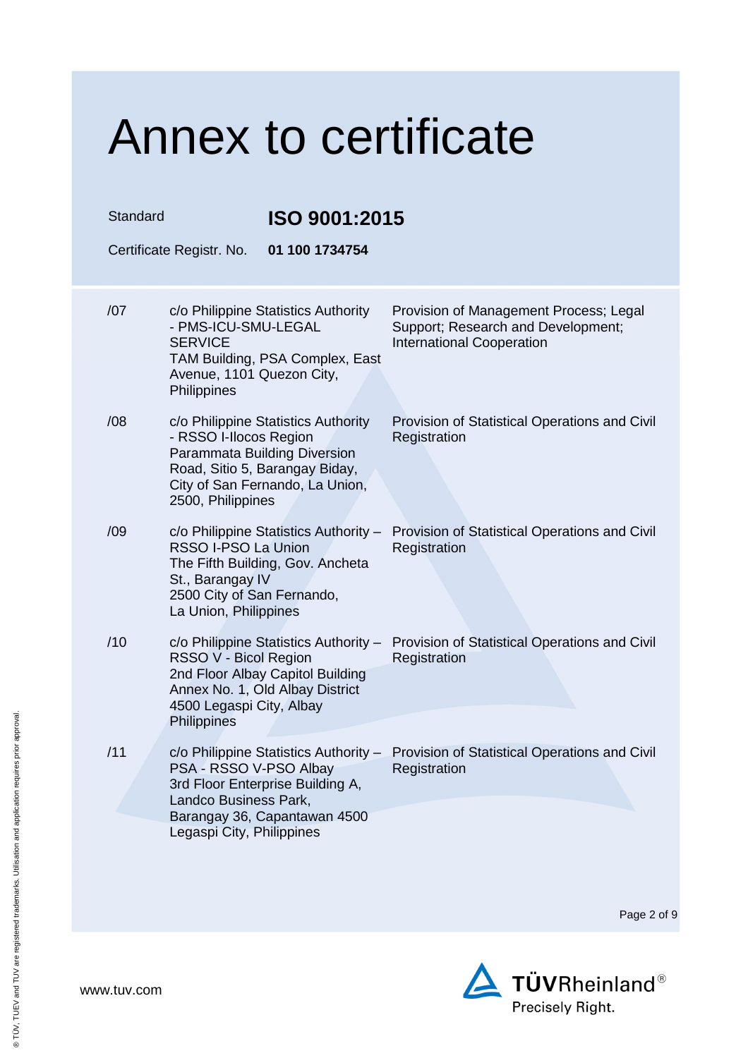# Annex to certificate

Standard **ISO 9001:2015**

Certificate Registr. No. **01 100 1734754**

| | | |
|---|---|---|
| /07 | c/o Philippine Statistics Authority - PMS-ICU-SMU-LEGAL SERVICE<br>TAM Building, PSA Complex, East Avenue, 1101 Quezon City, Philippines | Provision of Management Process; Legal Support; Research and Development; International Cooperation |
| /08 | c/o Philippine Statistics Authority - RSSO I-Ilocos Region<br>Parammata Building Diversion Road, Sitio 5, Barangay Biday, City of San Fernando, La Union, 2500, Philippines | Provision of Statistical Operations and Civil Registration |
| /09 | c/o Philippine Statistics Authority – RSSO I-PSO La Union<br>The Fifth Building, Gov. Ancheta St., Barangay IV<br>2500 City of San Fernando, La Union, Philippines | Provision of Statistical Operations and Civil Registration |
| /10 | c/o Philippine Statistics Authority – RSSO V - Bicol Region<br>2nd Floor Albay Capitol Building Annex No. 1, Old Albay District<br>4500 Legaspi City, Albay Philippines | Provision of Statistical Operations and Civil Registration |
| /11 | c/o Philippine Statistics Authority – PSA - RSSO V-PSO Albay<br>3rd Floor Enterprise Building A, Landco Business Park, Barangay 36, Capantawan 4500 Legaspi City, Philippines | Provision of Statistical Operations and Civil Registration |

www.tuv.com

® TÜV, TUEV and TUV are registered trademarks. Utilisation and application requires prior approval.

TÜVRheinland® Precisely Right.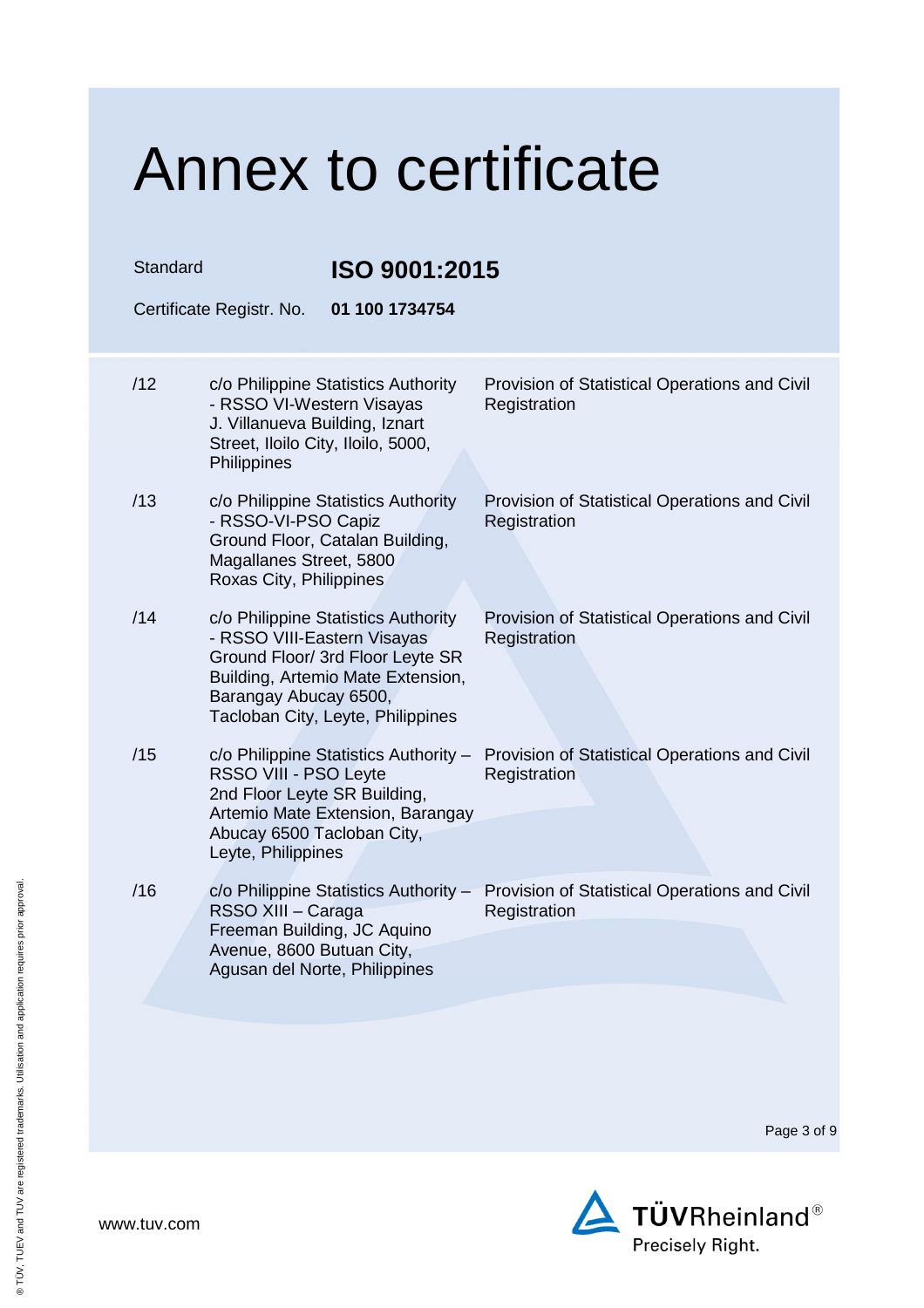# Annex to certificate

Standard **ISO 9001:2015**

Certificate Registr. No. **01 100 1734754**

| | | |
|---|---|---|
| /12 | c/o Philippine Statistics Authority - RSSO VI-Western Visayas J. Villanueva Building, Iznart Street, Iloilo City, Iloilo, 5000, Philippines | Provision of Statistical Operations and Civil Registration |
| /13 | c/o Philippine Statistics Authority - RSSO-VI-PSO Capiz Ground Floor, Catalan Building, Magallanes Street, 5800 Roxas City, Philippines | Provision of Statistical Operations and Civil Registration |
| /14 | c/o Philippine Statistics Authority - RSSO VIII-Eastern Visayas Ground Floor/ 3rd Floor Leyte SR Building, Artemio Mate Extension, Barangay Abucay 6500, Tacloban City, Leyte, Philippines | Provision of Statistical Operations and Civil Registration |
| /15 | c/o Philippine Statistics Authority – RSSO VIII - PSO Leyte 2nd Floor Leyte SR Building, Artemio Mate Extension, Barangay Abucay 6500 Tacloban City, Leyte, Philippines | Provision of Statistical Operations and Civil Registration |
| /16 | c/o Philippine Statistics Authority – RSSO XIII – Caraga Freeman Building, JC Aquino Avenue, 8600 Butuan City, Agusan del Norte, Philippines | Provision of Statistical Operations and Civil Registration |

www.tuv.com

TÜVRheinland® Precisely Right.

® TÜV, TUEV and TUV are registered trademarks. Utilisation and application requires prior approval.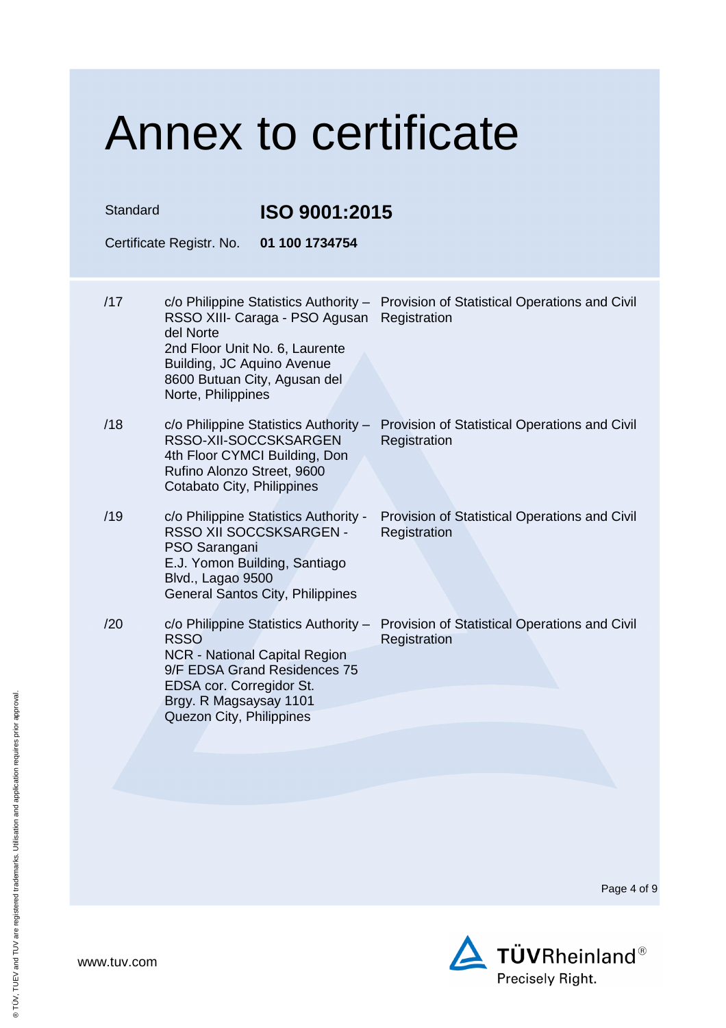# Annex to certificate

Standard **ISO 9001:2015**

Certificate Registr. No. **01 100 1734754**

| | | |
|---|---|---|
| /17 | c/o Philippine Statistics Authority – RSSO XIII- Caraga - PSO Agusan del Norte<br>2nd Floor Unit No. 6, Laurente Building, JC Aquino Avenue<br>8600 Butuan City, Agusan del Norte, Philippines | Provision of Statistical Operations and Civil Registration |
| /18 | c/o Philippine Statistics Authority – RSSO-XII-SOCCSKSARGEN<br>4th Floor CYMCI Building, Don Rufino Alonzo Street, 9600<br>Cotabato City, Philippines | Provision of Statistical Operations and Civil Registration |
| /19 | c/o Philippine Statistics Authority - RSSO XII SOCCSKSARGEN - PSO Sarangani<br>E.J. Yomon Building, Santiago Blvd., Lagao 9500<br>General Santos City, Philippines | Provision of Statistical Operations and Civil Registration |
| /20 | c/o Philippine Statistics Authority – RSSO<br>NCR - National Capital Region<br>9/F EDSA Grand Residences 75 EDSA cor. Corregidor St.<br>Brgy. R Magsaysay 1101<br>Quezon City, Philippines | Provision of Statistical Operations and Civil Registration |

www.tuv.com

TÜVRheinland® Precisely Right.

® TUV, TUEV and TUV are registered trademarks. Utilisation and application requires prior approval.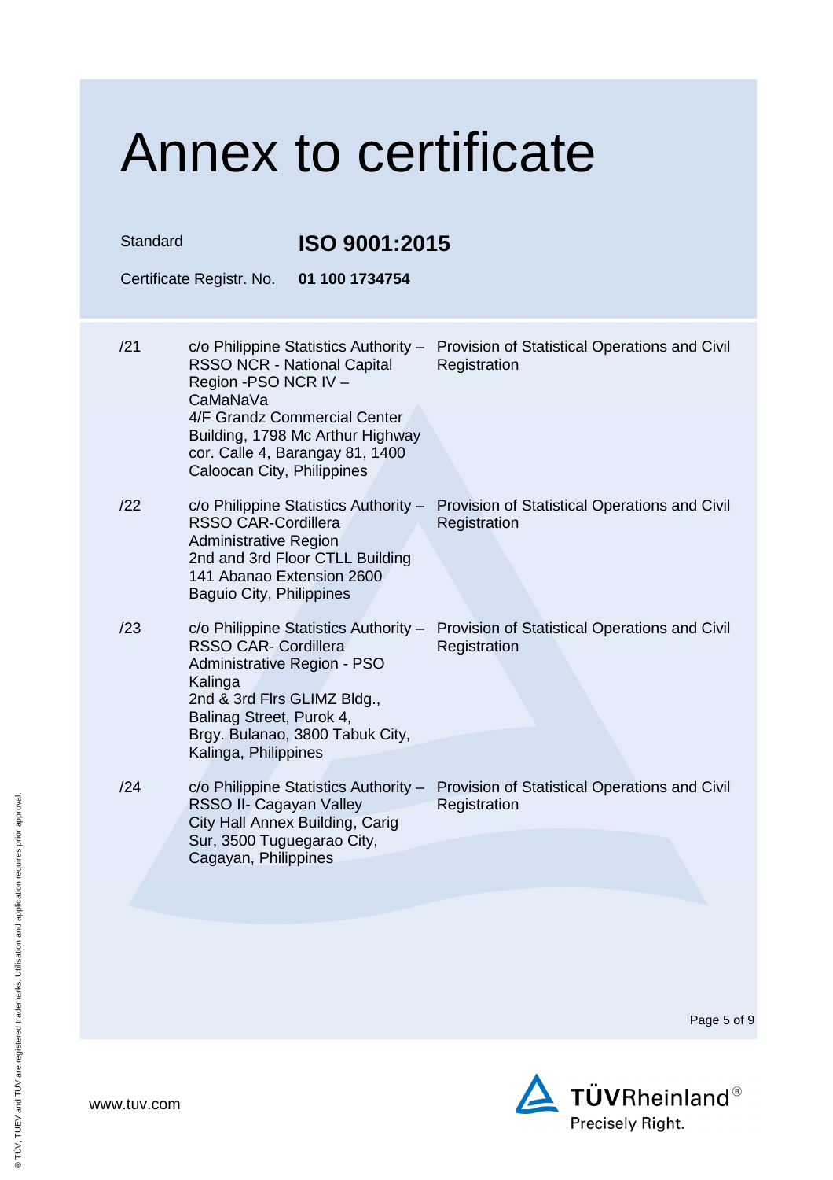# Annex to certificate

Standard **ISO 9001:2015**

Certificate Registr. No. **01 100 1734754**

| | | |
|---|---|---|
| /21 | c/o Philippine Statistics Authority – RSSO NCR - National Capital Region -PSO NCR IV – CaMaNaVa<br>4/F Grandz Commercial Center Building, 1798 Mc Arthur Highway cor. Calle 4, Barangay 81, 1400 Caloocan City, Philippines | Provision of Statistical Operations and Civil Registration |
| /22 | c/o Philippine Statistics Authority – RSSO CAR-Cordillera Administrative Region<br>2nd and 3rd Floor CTLL Building 141 Abanao Extension 2600 Baguio City, Philippines | Provision of Statistical Operations and Civil Registration |
| /23 | c/o Philippine Statistics Authority – RSSO CAR- Cordillera Administrative Region - PSO Kalinga<br>2nd & 3rd Flrs GLIMZ Bldg., Balinag Street, Purok 4, Brgy. Bulanao, 3800 Tabuk City, Kalinga, Philippines | Provision of Statistical Operations and Civil Registration |
| /24 | c/o Philippine Statistics Authority – RSSO II- Cagayan Valley<br>City Hall Annex Building, Carig Sur, 3500 Tuguegarao City, Cagayan, Philippines | Provision of Statistical Operations and Civil Registration |

www.tuv.com

TÜVRheinland® Precisely Right.

® TÜV, TUEV and TUV are registered trademarks. Utilisation and application requires prior approval.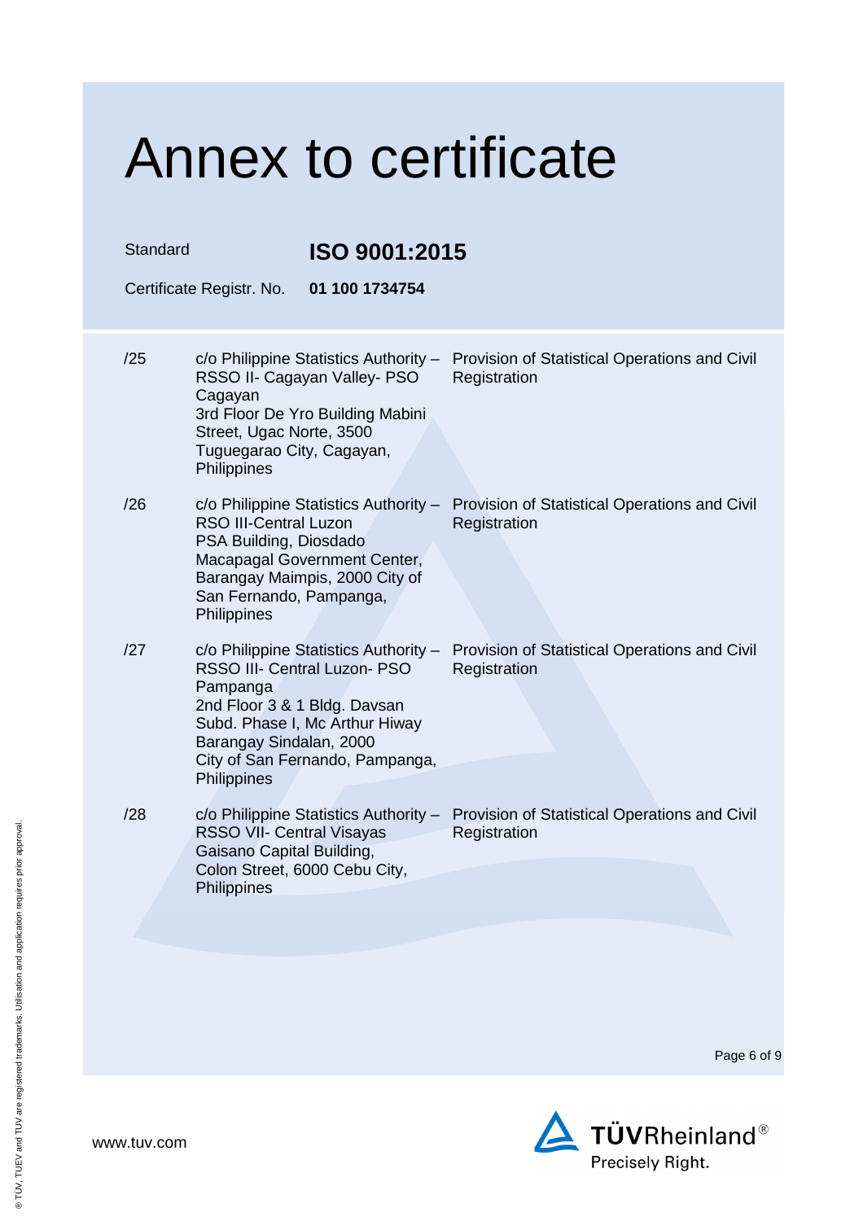# Annex to certificate

Standard **ISO 9001:2015**

Certificate Registr. No. **01 100 1734754**

| | | |
|---|---|---|
| /25 | c/o Philippine Statistics Authority – RSSO II- Cagayan Valley- PSO Cagayan<br>3rd Floor De Yro Building Mabini Street, Ugac Norte, 3500 Tuguegarao City, Cagayan, Philippines | Provision of Statistical Operations and Civil Registration |
| /26 | c/o Philippine Statistics Authority – RSO III-Central Luzon<br>PSA Building, Diosdado Macapagal Government Center, Barangay Maimpis, 2000 City of San Fernando, Pampanga, Philippines | Provision of Statistical Operations and Civil Registration |
| /27 | c/o Philippine Statistics Authority – RSSO III- Central Luzon- PSO Pampanga<br>2nd Floor 3 & 1 Bldg. Davsan Subd. Phase I, Mc Arthur Hiway Barangay Sindalan, 2000 City of San Fernando, Pampanga, Philippines | Provision of Statistical Operations and Civil Registration |
| /28 | c/o Philippine Statistics Authority – RSSO VII- Central Visayas<br>Gaisano Capital Building, Colon Street, 6000 Cebu City, Philippines | Provision of Statistical Operations and Civil Registration |

www.tuv.com

TÜVRheinland® Precisely Right.

® TÜV, TUEV and TUV are registered trademarks. Utilisation and application requires prior approval.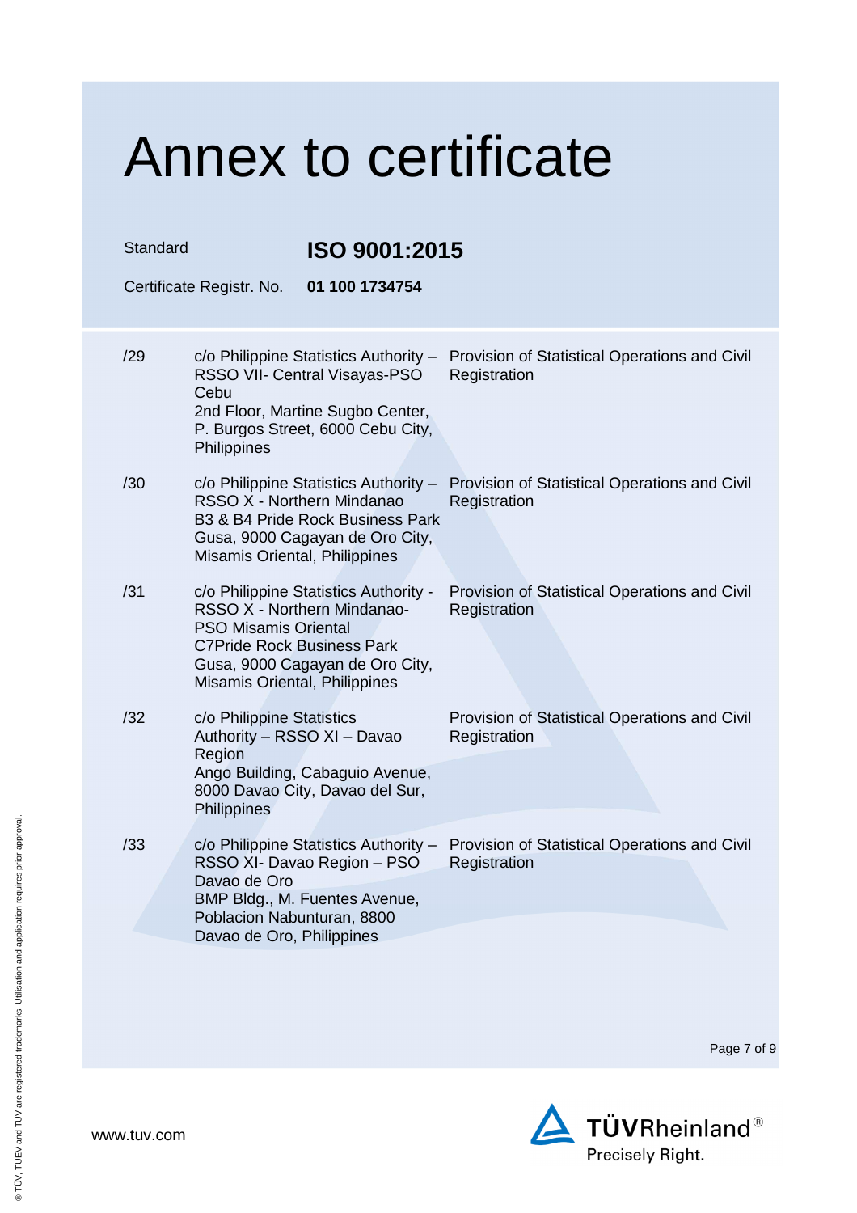# Annex to certificate

Standard **ISO 9001:2015**

Certificate Registr. No. **01 100 1734754**

| | | |
|---|---|---|
| /29 | c/o Philippine Statistics Authority – RSSO VII- Central Visayas-PSO Cebu<br>2nd Floor, Martine Sugbo Center, P. Burgos Street, 6000 Cebu City, Philippines | Provision of Statistical Operations and Civil Registration |
| /30 | c/o Philippine Statistics Authority – RSSO X - Northern Mindanao<br>B3 & B4 Pride Rock Business Park Gusa, 9000 Cagayan de Oro City, Misamis Oriental, Philippines | Provision of Statistical Operations and Civil Registration |
| /31 | c/o Philippine Statistics Authority - RSSO X - Northern Mindanao-PSO Misamis Oriental<br>C7Pride Rock Business Park Gusa, 9000 Cagayan de Oro City, Misamis Oriental, Philippines | Provision of Statistical Operations and Civil Registration |
| /32 | c/o Philippine Statistics Authority – RSSO XI – Davao Region<br>Ango Building, Cabaguio Avenue, 8000 Davao City, Davao del Sur, Philippines | Provision of Statistical Operations and Civil Registration |
| /33 | c/o Philippine Statistics Authority – RSSO XI- Davao Region – PSO Davao de Oro<br>BMP Bldg., M. Fuentes Avenue, Poblacion Nabunturan, 8800 Davao de Oro, Philippines | Provision of Statistical Operations and Civil Registration |

www.tuv.com

TÜVRheinland® Precisely Right.

® TÜV, TUEV and TUV are registered trademarks. Utilisation and application requires prior approval.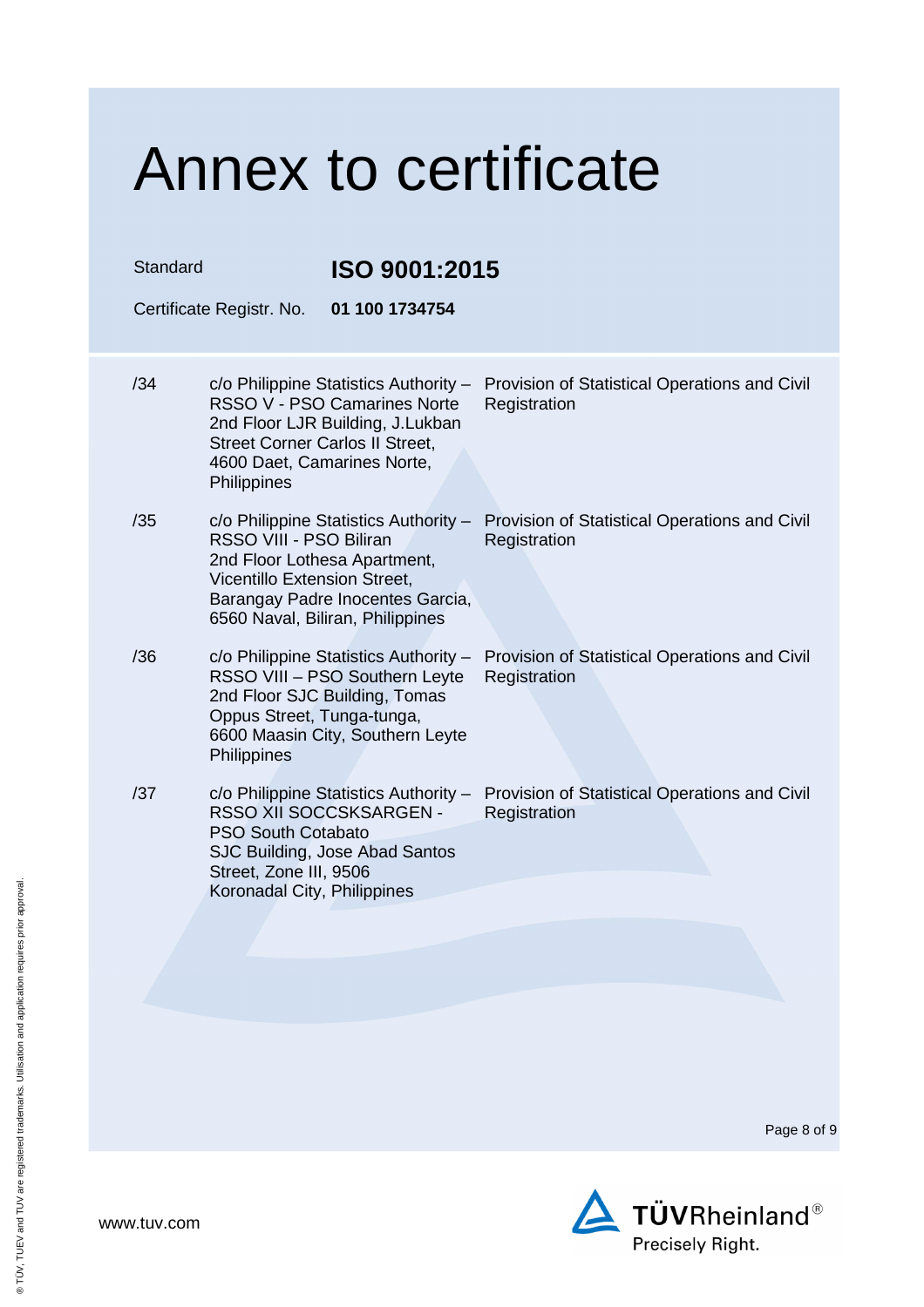# Annex to certificate

Standard **ISO 9001:2015**

Certificate Registr. No. **01 100 1734754**

| | | |
|---|---|---|
| /34 | c/o Philippine Statistics Authority – RSSO V - PSO Camarines Norte 2nd Floor LJR Building, J.Lukban Street Corner Carlos II Street, 4600 Daet, Camarines Norte, Philippines | Provision of Statistical Operations and Civil Registration |
| /35 | c/o Philippine Statistics Authority – RSSO VIII - PSO Biliran 2nd Floor Lothesa Apartment, Vicentillo Extension Street, Barangay Padre Inocentes Garcia, 6560 Naval, Biliran, Philippines | Provision of Statistical Operations and Civil Registration |
| /36 | c/o Philippine Statistics Authority – RSSO VIII – PSO Southern Leyte 2nd Floor SJC Building, Tomas Oppus Street, Tunga-tunga, 6600 Maasin City, Southern Leyte Philippines | Provision of Statistical Operations and Civil Registration |
| /37 | c/o Philippine Statistics Authority – RSSO XII SOCCSKSARGEN - PSO South Cotabato SJC Building, Jose Abad Santos Street, Zone III, 9506 Koronadal City, Philippines | Provision of Statistical Operations and Civil Registration |

www.tuv.com

TÜVRheinland® Precisely Right.

® TÜV, TUEV and TUV are registered trademarks. Utilisation and application requires prior approval.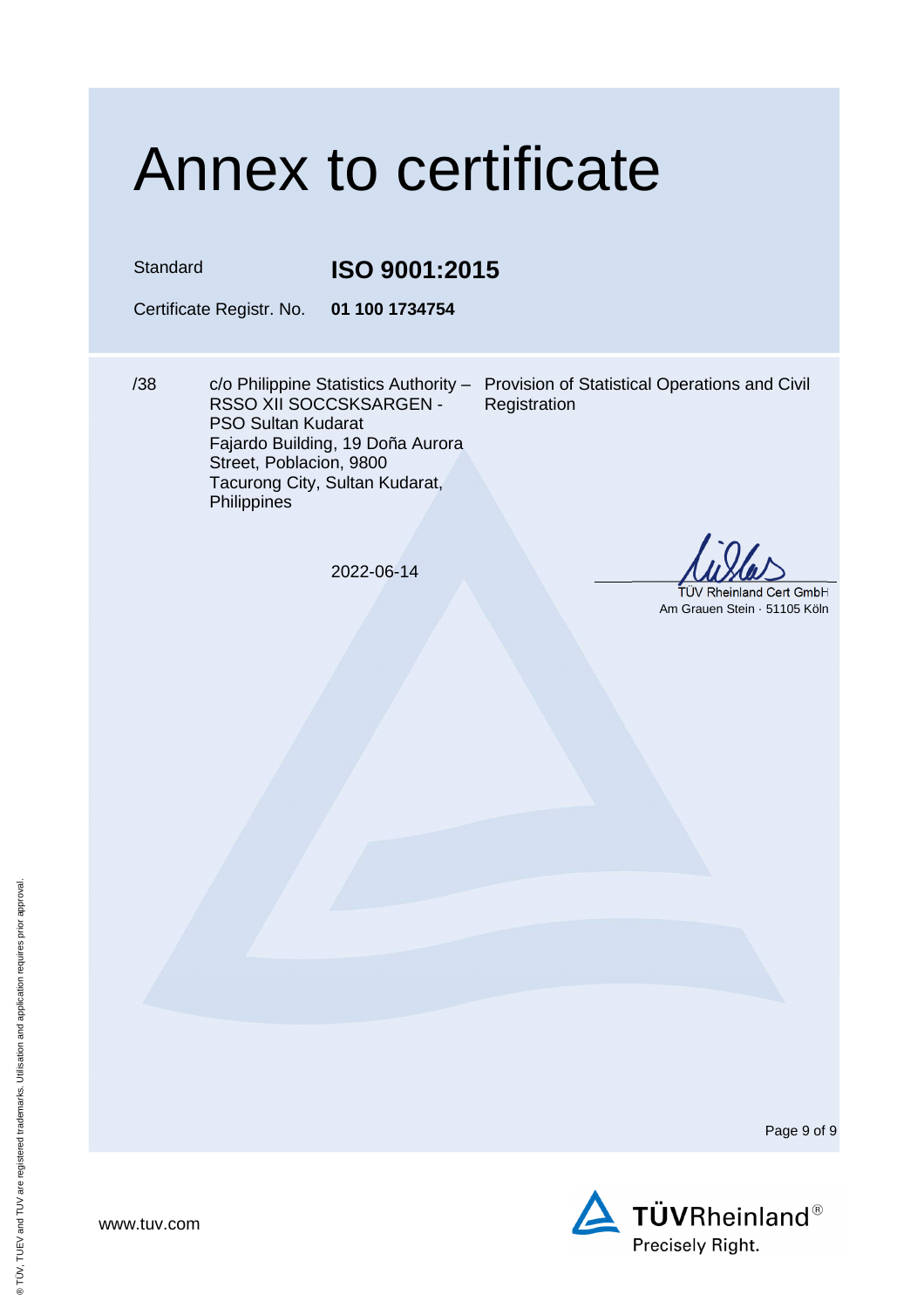# Annex to certificate

Standard **ISO 9001:2015**

Certificate Registr. No. **01 100 1734754**

| | | |
|---|---|---|
| /38 | c/o Philippine Statistics Authority – RSSO XII SOCCSKSARGEN - PSO Sultan Kudarat Fajardo Building, 19 Doña Aurora Street, Poblacion, 9800 Tacurong City, Sultan Kudarat, Philippines | Provision of Statistical Operations and Civil Registration |

2022-06-14

TÜV Rheinland Cert GmbH
Am Grauen Stein · 51105 Köln

www.tuv.com

TÜVRheinland®
Precisely Right.

® TÜV, TUEV and TUV are registered trademarks. Utilisation and application requires prior approval.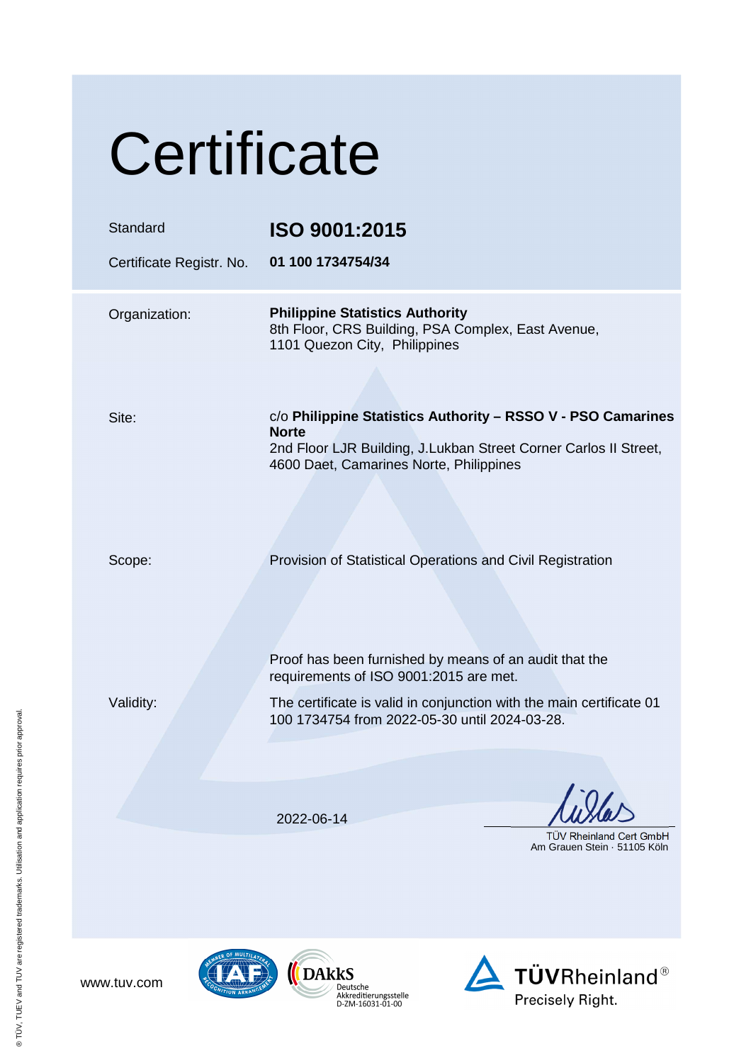# Certificate

| | |
|---|---|
| Standard | **ISO 9001:2015** |
| Certificate Registr. No. | **01 100 1734754/34** |

Organization: **Philippine Statistics Authority**
8th Floor, CRS Building, PSA Complex, East Avenue,
1101 Quezon City, Philippines

Site: c/o **Philippine Statistics Authority – RSSO V - PSO Camarines Norte**
2nd Floor LJR Building, J.Lukban Street Corner Carlos II Street,
4600 Daet, Camarines Norte, Philippines

Scope: Provision of Statistical Operations and Civil Registration

Proof has been furnished by means of an audit that the requirements of ISO 9001:2015 are met.

Validity: The certificate is valid in conjunction with the main certificate 01 100 1734754 from 2022-05-30 until 2024-03-28.

2022-06-14

TÜV Rheinland Cert GmbH
Am Grauen Stein · 51105 Köln

www.tuv.com

DAkkS Deutsche Akkreditierungsstelle D-ZM-16031-01-00

TÜVRheinland® Precisely Right.

® TÜV, TUEV and TUV are registered trademarks. Utilisation and application requires prior approval.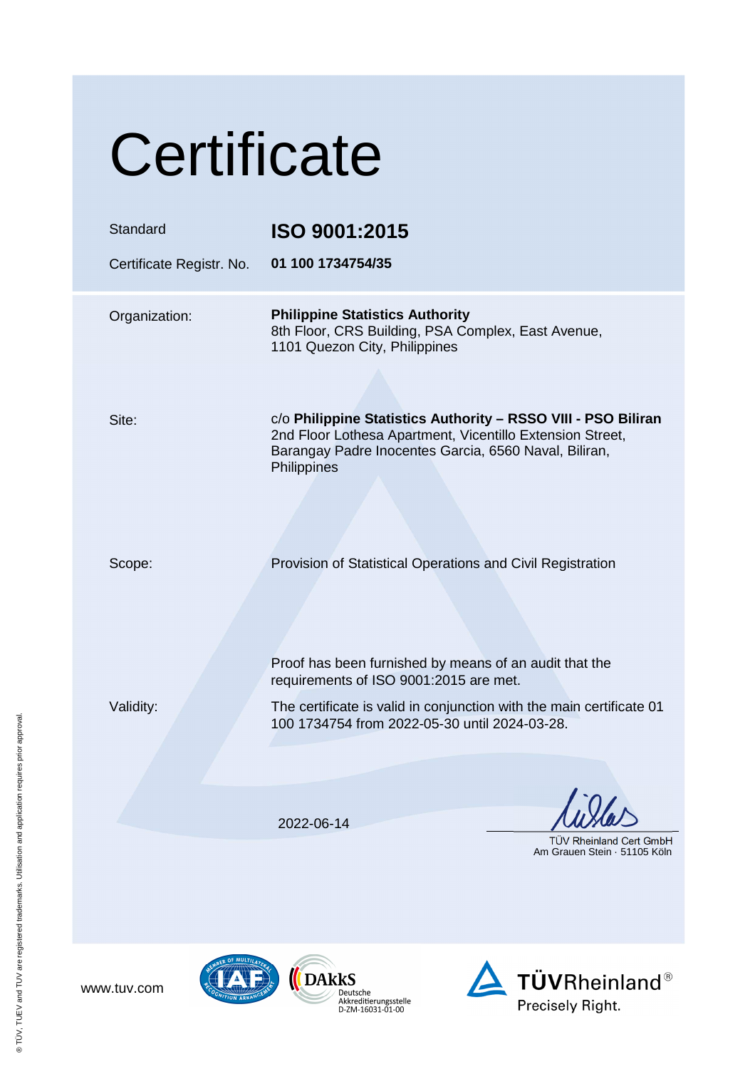# Certificate

| | |
|---|---|
| Standard | **ISO 9001:2015** |
| Certificate Registr. No. | **01 100 1734754/35** |

Organization: **Philippine Statistics Authority**
8th Floor, CRS Building, PSA Complex, East Avenue,
1101 Quezon City, Philippines

Site: c/o **Philippine Statistics Authority – RSSO VIII - PSO Biliran**
2nd Floor Lothesa Apartment, Vicentillo Extension Street,
Barangay Padre Inocentes Garcia, 6560 Naval, Biliran,
Philippines

Scope: Provision of Statistical Operations and Civil Registration

Proof has been furnished by means of an audit that the requirements of ISO 9001:2015 are met.

Validity: The certificate is valid in conjunction with the main certificate 01 100 1734754 from 2022-05-30 until 2024-03-28.

2022-06-14

TÜV Rheinland Cert GmbH
Am Grauen Stein · 51105 Köln

www.tuv.com

DAkkS Deutsche Akkreditierungsstelle D-ZM-16031-01-00

TÜVRheinland® Precisely Right.

® TÜV, TUEV and TUV are registered trademarks. Utilisation and application requires prior approval.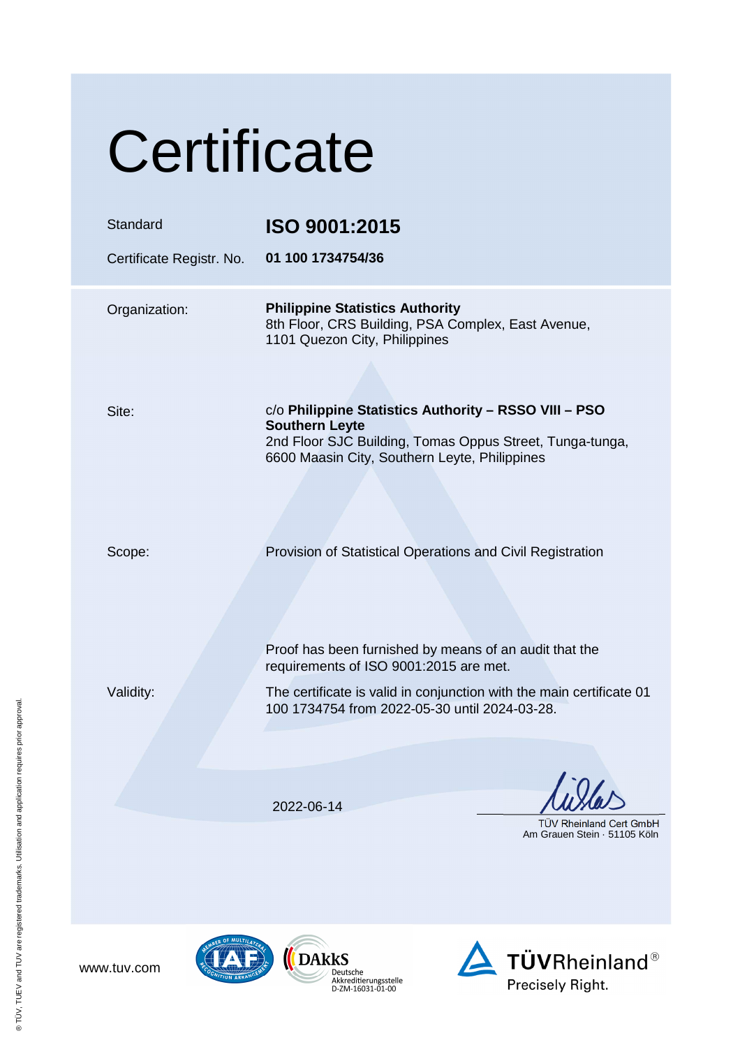# Certificate

| | |
|---|---|
| Standard | **ISO 9001:2015** |
| Certificate Registr. No. | **01 100 1734754/36** |

Organization: **Philippine Statistics Authority**
8th Floor, CRS Building, PSA Complex, East Avenue,
1101 Quezon City, Philippines

Site: c/o **Philippine Statistics Authority – RSSO VIII – PSO Southern Leyte**
2nd Floor SJC Building, Tomas Oppus Street, Tunga-tunga,
6600 Maasin City, Southern Leyte, Philippines

Scope: Provision of Statistical Operations and Civil Registration

Proof has been furnished by means of an audit that the requirements of ISO 9001:2015 are met.

Validity: The certificate is valid in conjunction with the main certificate 01 100 1734754 from 2022-05-30 until 2024-03-28.

2022-06-14

TÜV Rheinland Cert GmbH
Am Grauen Stein · 51105 Köln

www.tuv.com

DAkkS
Deutsche
Akkreditierungsstelle
D-ZM-16031-01-00

TÜVRheinland®
Precisely Right.

® TÜV, TUEV and TUV are registered trademarks. Utilisation and application requires prior approval.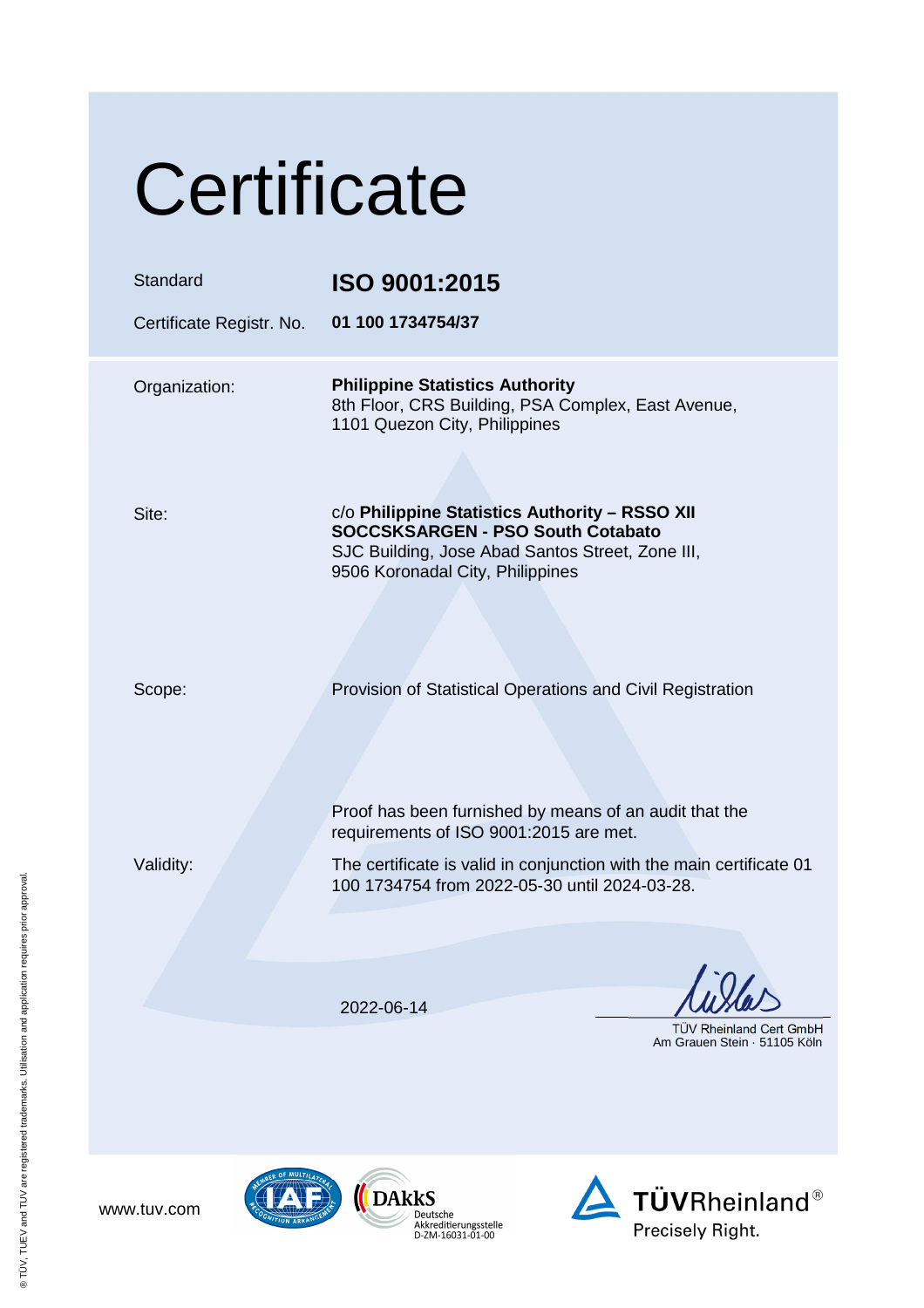# Certificate

| | |
|---|---|
| Standard | **ISO 9001:2015** |
| Certificate Registr. No. | **01 100 1734754/37** |

Organization: **Philippine Statistics Authority**
8th Floor, CRS Building, PSA Complex, East Avenue,
1101 Quezon City, Philippines

Site: c/o **Philippine Statistics Authority – RSSO XII SOCCSKSARGEN - PSO South Cotabato**
SJC Building, Jose Abad Santos Street, Zone III,
9506 Koronadal City, Philippines

Scope: Provision of Statistical Operations and Civil Registration

Proof has been furnished by means of an audit that the requirements of ISO 9001:2015 are met.

Validity: The certificate is valid in conjunction with the main certificate 01 100 1734754 from 2022-05-30 until 2024-03-28.

2022-06-14

TÜV Rheinland Cert GmbH
Am Grauen Stein · 51105 Köln

www.tuv.com

DAkkS Deutsche Akkreditierungsstelle D-ZM-16031-01-00

TÜVRheinland® Precisely Right.

® TÜV, TUEV and TUV are registered trademarks. Utilisation and application requires prior approval.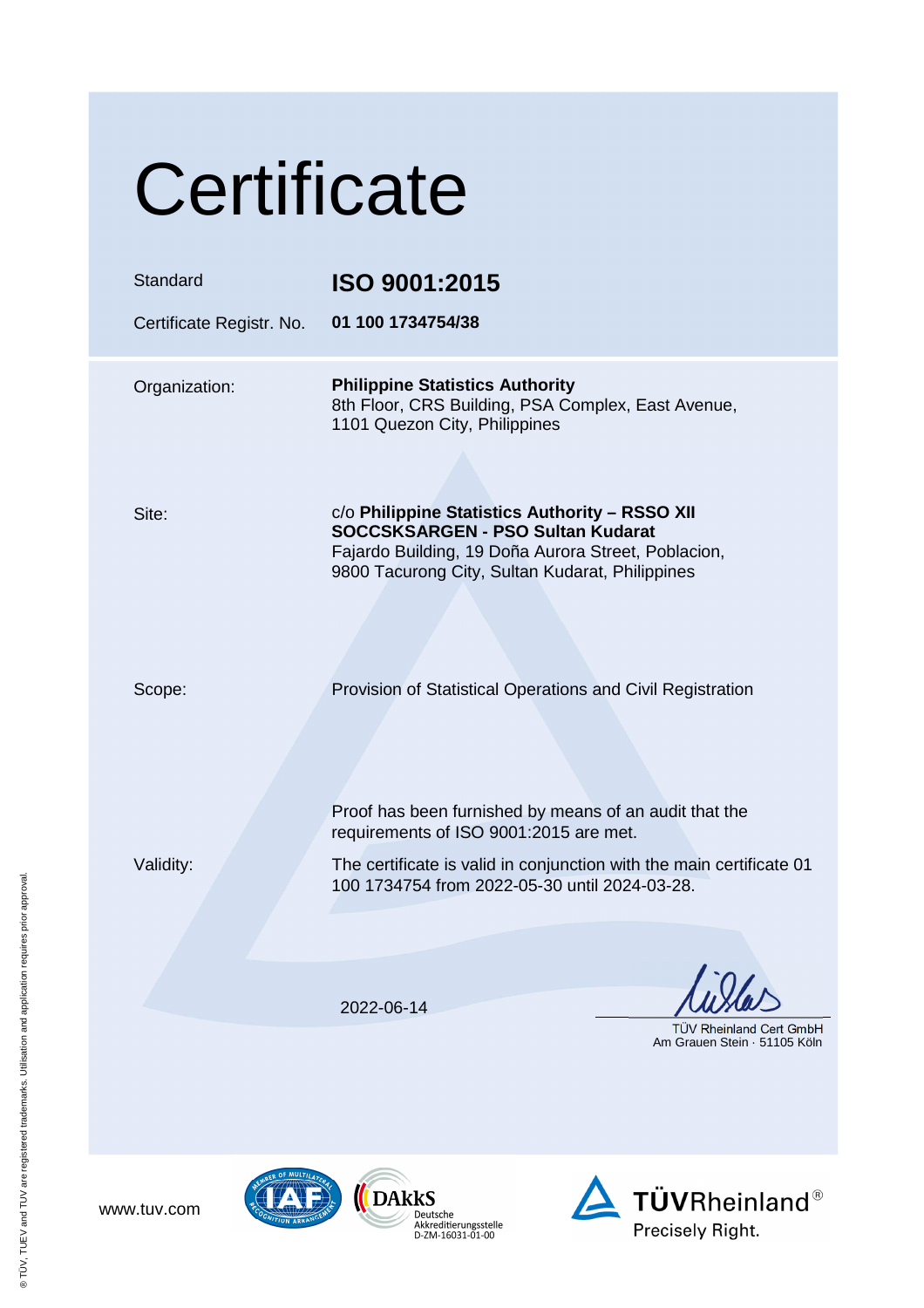# Certificate

| | |
|---|---|
| Standard | **ISO 9001:2015** |
| Certificate Registr. No. | **01 100 1734754/38** |

Organization: **Philippine Statistics Authority**
8th Floor, CRS Building, PSA Complex, East Avenue,
1101 Quezon City, Philippines

Site: c/o **Philippine Statistics Authority – RSSO XII SOCCSKSARGEN - PSO Sultan Kudarat**
Fajardo Building, 19 Doña Aurora Street, Poblacion,
9800 Tacurong City, Sultan Kudarat, Philippines

Scope: Provision of Statistical Operations and Civil Registration

Proof has been furnished by means of an audit that the requirements of ISO 9001:2015 are met.

Validity: The certificate is valid in conjunction with the main certificate 01 100 1734754 from 2022-05-30 until 2024-03-28.

2022-06-14

TÜV Rheinland Cert GmbH
Am Grauen Stein · 51105 Köln

www.tuv.com

DAkkS Deutsche Akkreditierungsstelle D-ZM-16031-01-00

TÜVRheinland® Precisely Right.

® TÜV, TUEV and TUV are registered trademarks. Utilisation and application requires prior approval.